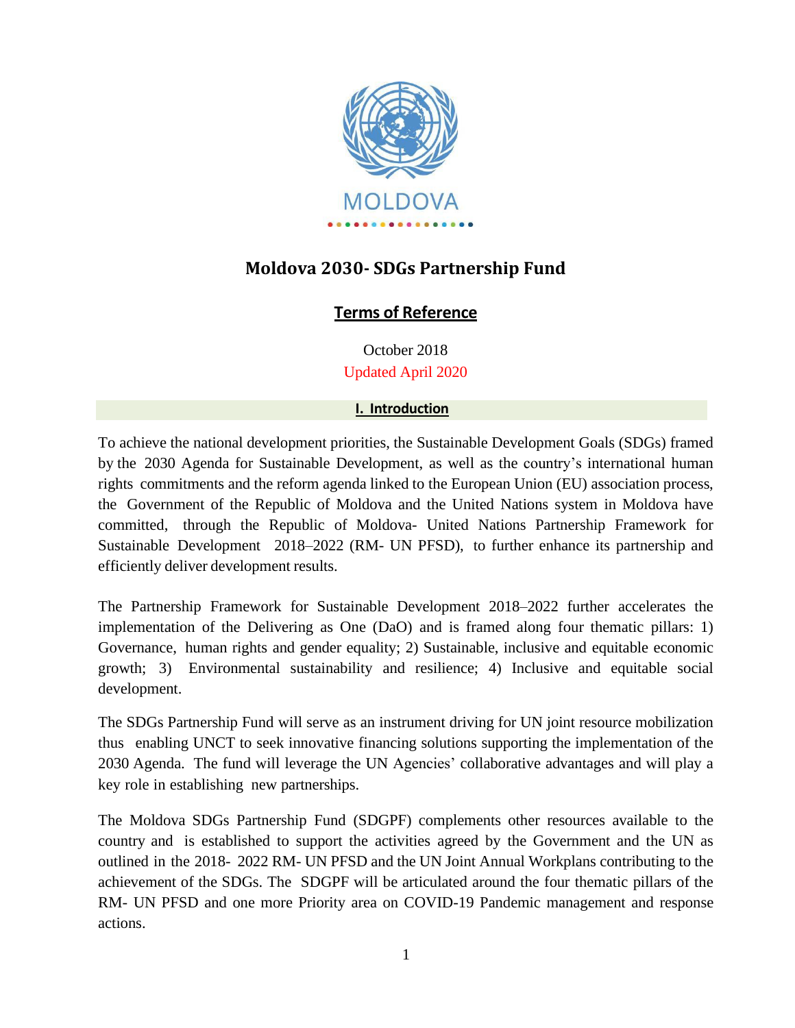MOLDOVA

# Moldova 2030- SDGs Partnership Fund

## Terms of Reference

October 2018

Updated April 2020

## I. Introduction

To achieve the national development priorities, the Sustainable Development Goals (SDGs) framed by the 2030 Agenda for Sustainable Development, as well as the country's international human rights commitments and the reform agenda linked to the European Union (EU) association process, the Government of the Republic of Moldova and the United Nations system in Moldova have committed, through the Republic of Moldova- United Nations Partnership Framework for Sustainable Development 2018–2022 (RM- UN PFSD), to further enhance its partnership and efficiently deliver development results.

The Partnership Framework for Sustainable Development 2018–2022 further accelerates the implementation of the Delivering as One (DaO) and is framed along four thematic pillars: 1) Governance, human rights and gender equality; 2) Sustainable, inclusive and equitable economic growth; 3) Environmental sustainability and resilience; 4) Inclusive and equitable social development.

The SDGs Partnership Fund will serve as an instrument driving for UN joint resource mobilization thus enabling UNCT to seek innovative financing solutions supporting the implementation of the 2030 Agenda. The fund will leverage the UN Agencies' collaborative advantages and will play a key role in establishing new partnerships.

The Moldova SDGs Partnership Fund (SDGPF) complements other resources available to the country and is established to support the activities agreed by the Government and the UN as outlined in the 2018- 2022 RM- UN PFSD and the UN Joint Annual Workplans contributing to the achievement of the SDGs. The SDGPF will be articulated around the four thematic pillars of the RM- UN PFSD and one more Priority area on COVID-19 Pandemic management and response actions.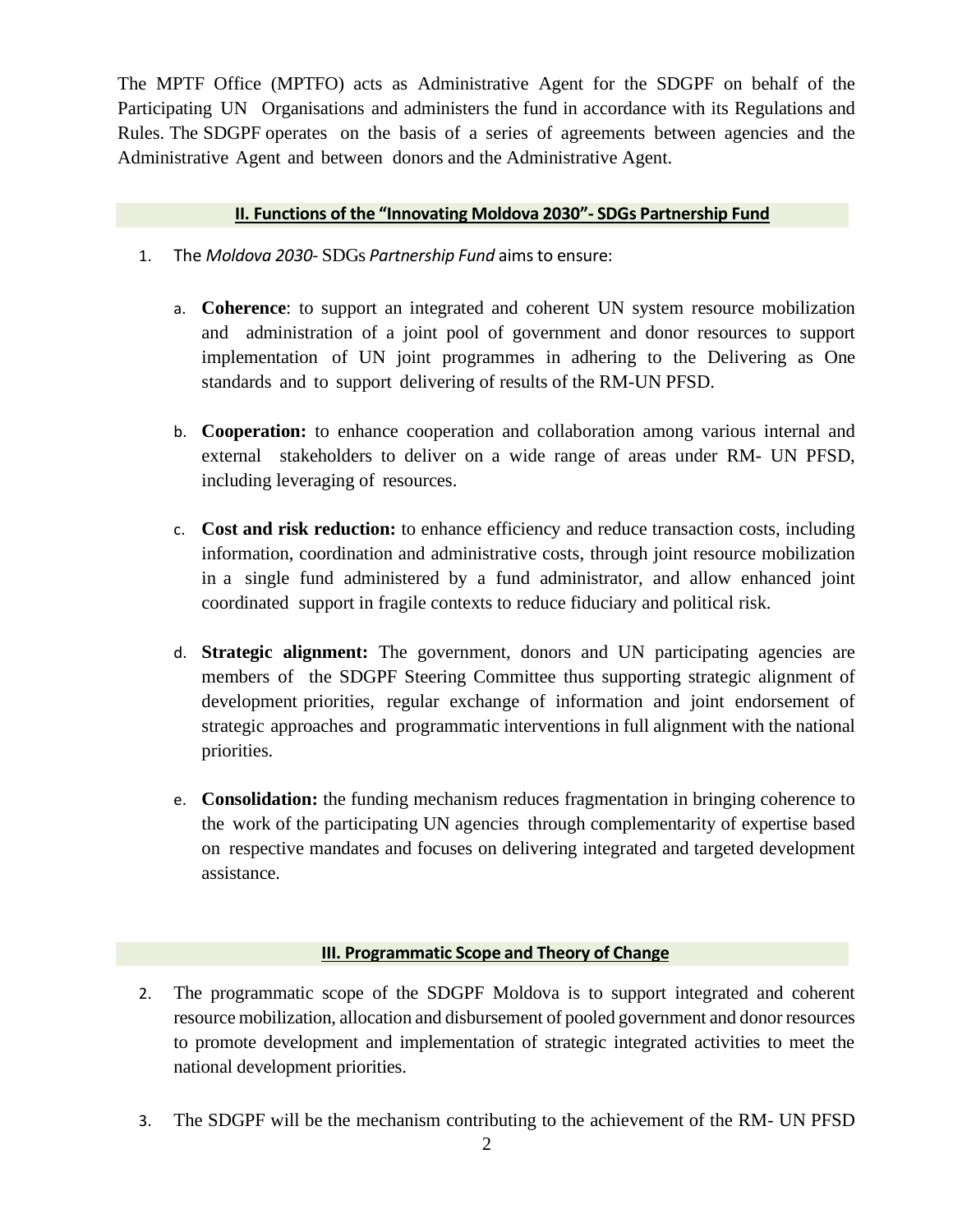The MPTF Office (MPTFO) acts as Administrative Agent for the SDGPF on behalf of the Participating UN Organisations and administers the fund in accordance with its Regulations and Rules. The SDGPF operates on the basis of a series of agreements between agencies and the Administrative Agent and between donors and the Administrative Agent.

## II. Functions of the "Innovating Moldova 2030"- SDGs Partnership Fund

1. The *Moldova 2030*- SDGs *Partnership Fund* aims to ensure:

   a. **Coherence**: to support an integrated and coherent UN system resource mobilization and administration of a joint pool of government and donor resources to support implementation of UN joint programmes in adhering to the Delivering as One standards and to support delivering of results of the RM-UN PFSD.

   b. **Cooperation:** to enhance cooperation and collaboration among various internal and external stakeholders to deliver on a wide range of areas under RM- UN PFSD, including leveraging of resources.

   c. **Cost and risk reduction:** to enhance efficiency and reduce transaction costs, including information, coordination and administrative costs, through joint resource mobilization in a single fund administered by a fund administrator, and allow enhanced joint coordinated support in fragile contexts to reduce fiduciary and political risk.

   d. **Strategic alignment:** The government, donors and UN participating agencies are members of the SDGPF Steering Committee thus supporting strategic alignment of development priorities, regular exchange of information and joint endorsement of strategic approaches and programmatic interventions in full alignment with the national priorities.

   e. **Consolidation:** the funding mechanism reduces fragmentation in bringing coherence to the work of the participating UN agencies through complementarity of expertise based on respective mandates and focuses on delivering integrated and targeted development assistance.

## III. Programmatic Scope and Theory of Change

2. The programmatic scope of the SDGPF Moldova is to support integrated and coherent resource mobilization, allocation and disbursement of pooled government and donor resources to promote development and implementation of strategic integrated activities to meet the national development priorities.

3. The SDGPF will be the mechanism contributing to the achievement of the RM- UN PFSD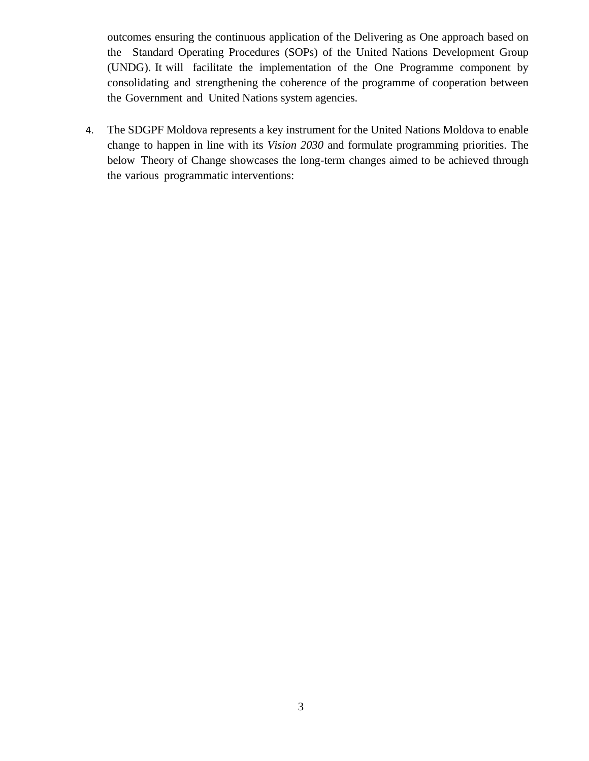outcomes ensuring the continuous application of the Delivering as One approach based on the Standard Operating Procedures (SOPs) of the United Nations Development Group (UNDG). It will facilitate the implementation of the One Programme component by consolidating and strengthening the coherence of the programme of cooperation between the Government and United Nations system agencies.

4. The SDGPF Moldova represents a key instrument for the United Nations Moldova to enable change to happen in line with its *Vision 2030* and formulate programming priorities. The below Theory of Change showcases the long-term changes aimed to be achieved through the various programmatic interventions: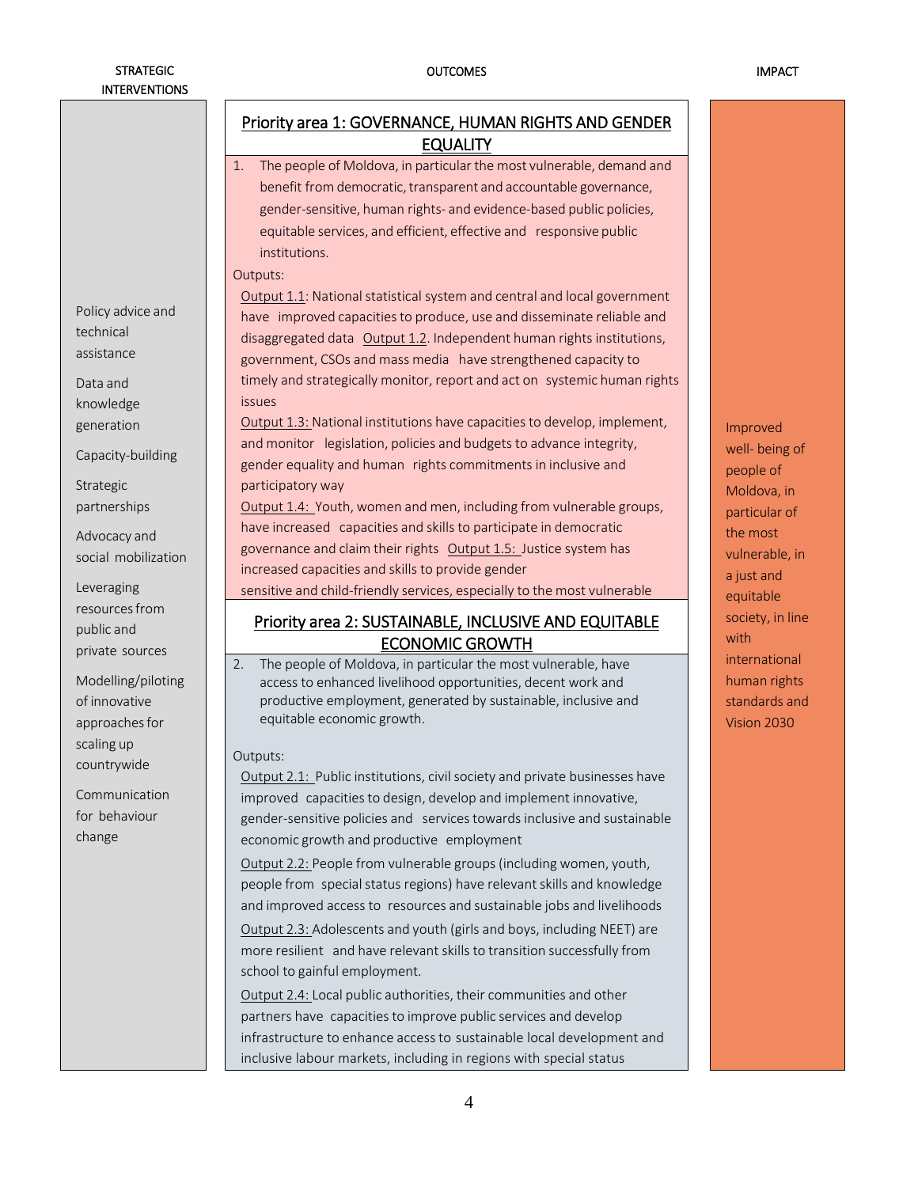| STRATEGIC INTERVENTIONS | OUTCOMES | IMPACT |
|---|---|---|
| Policy advice and technical assistance<br><br>Data and knowledge generation<br><br>Capacity-building<br><br>Strategic partnerships<br><br>Advocacy and social mobilization<br><br>Leveraging resources from public and private sources<br><br>Modelling/piloting of innovative approaches for scaling up countrywide<br><br>Communication for behaviour change | **Priority area 1: GOVERNANCE, HUMAN RIGHTS AND GENDER EQUALITY**<br><br>1. The people of Moldova, in particular the most vulnerable, demand and benefit from democratic, transparent and accountable governance, gender-sensitive, human rights- and evidence-based public policies, equitable services, and efficient, effective and responsive public institutions.<br><br>Outputs:<br>Output 1.1: National statistical system and central and local government have improved capacities to produce, use and disseminate reliable and disaggregated data<br>Output 1.2. Independent human rights institutions, government, CSOs and mass media have strengthened capacity to timely and strategically monitor, report and act on systemic human rights issues<br>Output 1.3: National institutions have capacities to develop, implement, and monitor legislation, policies and budgets to advance integrity, gender equality and human rights commitments in inclusive and participatory way<br>Output 1.4: Youth, women and men, including from vulnerable groups, have increased capacities and skills to participate in democratic governance and claim their rights<br>Output 1.5: Justice system has increased capacities and skills to provide gender sensitive and child-friendly services, especially to the most vulnerable<br><br>**Priority area 2: SUSTAINABLE, INCLUSIVE AND EQUITABLE ECONOMIC GROWTH**<br><br>2. The people of Moldova, in particular the most vulnerable, have access to enhanced livelihood opportunities, decent work and productive employment, generated by sustainable, inclusive and equitable economic growth.<br><br>Outputs:<br>Output 2.1: Public institutions, civil society and private businesses have improved capacities to design, develop and implement innovative, gender-sensitive policies and services towards inclusive and sustainable economic growth and productive employment<br>Output 2.2: People from vulnerable groups (including women, youth, people from special status regions) have relevant skills and knowledge and improved access to resources and sustainable jobs and livelihoods<br>Output 2.3: Adolescents and youth (girls and boys, including NEET) are more resilient and have relevant skills to transition successfully from school to gainful employment.<br>Output 2.4: Local public authorities, their communities and other partners have capacities to improve public services and develop infrastructure to enhance access to sustainable local development and inclusive labour markets, including in regions with special status | Improved well- being of people of Moldova, in particular of the most vulnerable, in a just and equitable society, in line with international human rights standards and Vision 2030 |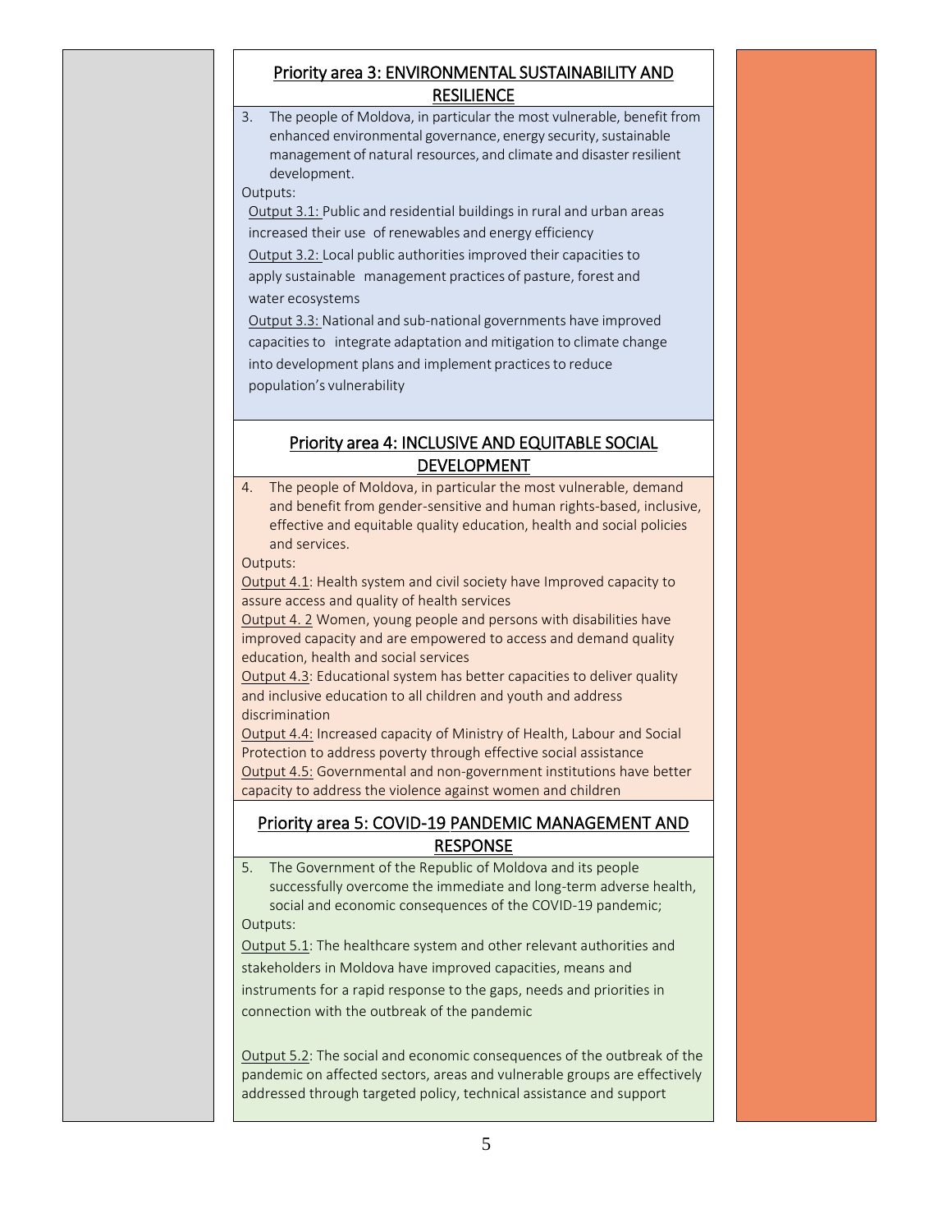## Priority area 3: ENVIRONMENTAL SUSTAINABILITY AND RESILIENCE

3. The people of Moldova, in particular the most vulnerable, benefit from enhanced environmental governance, energy security, sustainable management of natural resources, and climate and disaster resilient development.

Outputs:

Output 3.1: Public and residential buildings in rural and urban areas increased their use of renewables and energy efficiency

Output 3.2: Local public authorities improved their capacities to apply sustainable management practices of pasture, forest and water ecosystems

Output 3.3: National and sub-national governments have improved capacities to integrate adaptation and mitigation to climate change into development plans and implement practices to reduce population's vulnerability

## Priority area 4: INCLUSIVE AND EQUITABLE SOCIAL DEVELOPMENT

4. The people of Moldova, in particular the most vulnerable, demand and benefit from gender-sensitive and human rights-based, inclusive, effective and equitable quality education, health and social policies and services.

Outputs:

Output 4.1: Health system and civil society have Improved capacity to assure access and quality of health services

Output 4. 2 Women, young people and persons with disabilities have improved capacity and are empowered to access and demand quality education, health and social services

Output 4.3: Educational system has better capacities to deliver quality and inclusive education to all children and youth and address discrimination

Output 4.4: Increased capacity of Ministry of Health, Labour and Social Protection to address poverty through effective social assistance

Output 4.5: Governmental and non-government institutions have better capacity to address the violence against women and children

## Priority area 5: COVID-19 PANDEMIC MANAGEMENT AND RESPONSE

5. The Government of the Republic of Moldova and its people successfully overcome the immediate and long-term adverse health, social and economic consequences of the COVID-19 pandemic;

Outputs:

Output 5.1: The healthcare system and other relevant authorities and stakeholders in Moldova have improved capacities, means and instruments for a rapid response to the gaps, needs and priorities in connection with the outbreak of the pandemic

Output 5.2: The social and economic consequences of the outbreak of the pandemic on affected sectors, areas and vulnerable groups are effectively addressed through targeted policy, technical assistance and support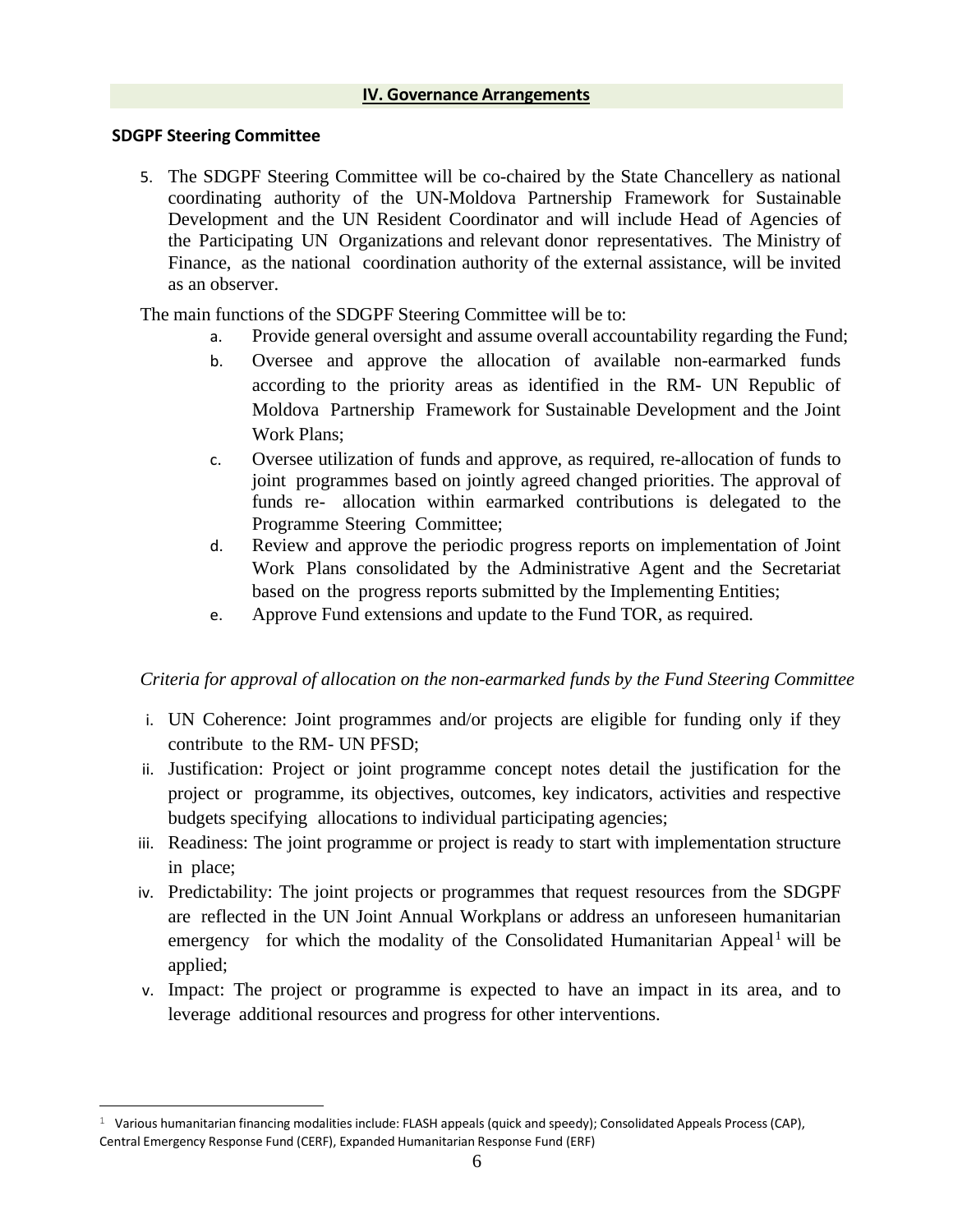## IV. Governance Arrangements

### SDGPF Steering Committee

5. The SDGPF Steering Committee will be co-chaired by the State Chancellery as national coordinating authority of the UN-Moldova Partnership Framework for Sustainable Development and the UN Resident Coordinator and will include Head of Agencies of the Participating UN Organizations and relevant donor representatives. The Ministry of Finance, as the national coordination authority of the external assistance, will be invited as an observer.

The main functions of the SDGPF Steering Committee will be to:

a. Provide general oversight and assume overall accountability regarding the Fund;
b. Oversee and approve the allocation of available non-earmarked funds according to the priority areas as identified in the RM- UN Republic of Moldova Partnership Framework for Sustainable Development and the Joint Work Plans;
c. Oversee utilization of funds and approve, as required, re-allocation of funds to joint programmes based on jointly agreed changed priorities. The approval of funds re- allocation within earmarked contributions is delegated to the Programme Steering Committee;
d. Review and approve the periodic progress reports on implementation of Joint Work Plans consolidated by the Administrative Agent and the Secretariat based on the progress reports submitted by the Implementing Entities;
e. Approve Fund extensions and update to the Fund TOR, as required.

*Criteria for approval of allocation on the non-earmarked funds by the Fund Steering Committee*

i. UN Coherence: Joint programmes and/or projects are eligible for funding only if they contribute to the RM- UN PFSD;
ii. Justification: Project or joint programme concept notes detail the justification for the project or programme, its objectives, outcomes, key indicators, activities and respective budgets specifying allocations to individual participating agencies;
iii. Readiness: The joint programme or project is ready to start with implementation structure in place;
iv. Predictability: The joint projects or programmes that request resources from the SDGPF are reflected in the UN Joint Annual Workplans or address an unforeseen humanitarian emergency for which the modality of the Consolidated Humanitarian Appeal[1] will be applied;
v. Impact: The project or programme is expected to have an impact in its area, and to leverage additional resources and progress for other interventions.

---

[1] Various humanitarian financing modalities include: FLASH appeals (quick and speedy); Consolidated Appeals Process (CAP), Central Emergency Response Fund (CERF), Expanded Humanitarian Response Fund (ERF)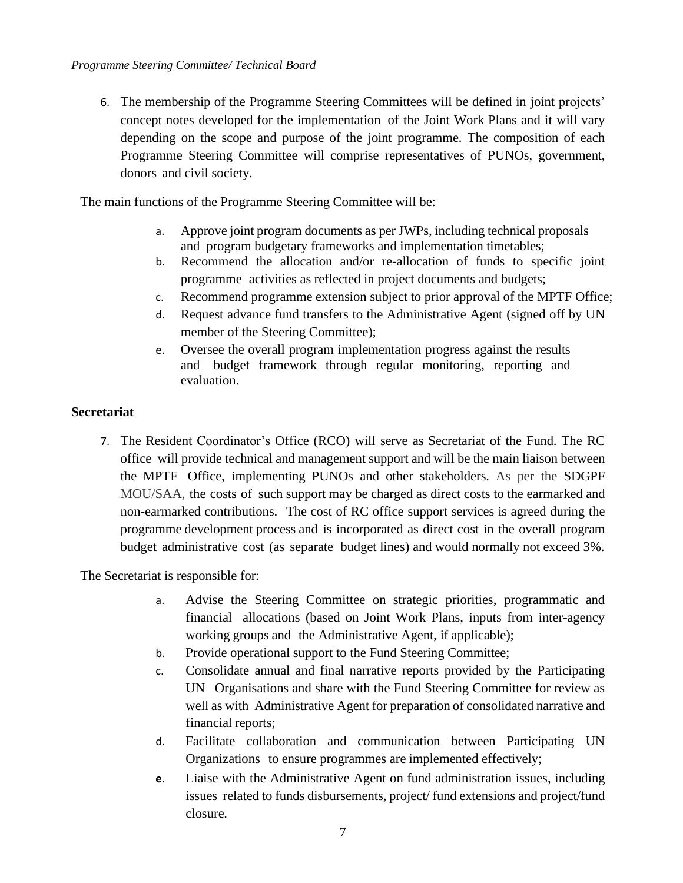*Programme Steering Committee/ Technical Board*

6. The membership of the Programme Steering Committees will be defined in joint projects' concept notes developed for the implementation of the Joint Work Plans and it will vary depending on the scope and purpose of the joint programme. The composition of each Programme Steering Committee will comprise representatives of PUNOs, government, donors and civil society.

The main functions of the Programme Steering Committee will be:

a. Approve joint program documents as per JWPs, including technical proposals and program budgetary frameworks and implementation timetables;
b. Recommend the allocation and/or re-allocation of funds to specific joint programme activities as reflected in project documents and budgets;
c. Recommend programme extension subject to prior approval of the MPTF Office;
d. Request advance fund transfers to the Administrative Agent (signed off by UN member of the Steering Committee);
e. Oversee the overall program implementation progress against the results and budget framework through regular monitoring, reporting and evaluation.

**Secretariat**

7. The Resident Coordinator's Office (RCO) will serve as Secretariat of the Fund. The RC office will provide technical and management support and will be the main liaison between the MPTF Office, implementing PUNOs and other stakeholders. As per the SDGPF MOU/SAA, the costs of such support may be charged as direct costs to the earmarked and non-earmarked contributions. The cost of RC office support services is agreed during the programme development process and is incorporated as direct cost in the overall program budget administrative cost (as separate budget lines) and would normally not exceed 3%.

The Secretariat is responsible for:

a. Advise the Steering Committee on strategic priorities, programmatic and financial allocations (based on Joint Work Plans, inputs from inter-agency working groups and the Administrative Agent, if applicable);
b. Provide operational support to the Fund Steering Committee;
c. Consolidate annual and final narrative reports provided by the Participating UN Organisations and share with the Fund Steering Committee for review as well as with Administrative Agent for preparation of consolidated narrative and financial reports;
d. Facilitate collaboration and communication between Participating UN Organizations to ensure programmes are implemented effectively;
e. Liaise with the Administrative Agent on fund administration issues, including issues related to funds disbursements, project/ fund extensions and project/fund closure.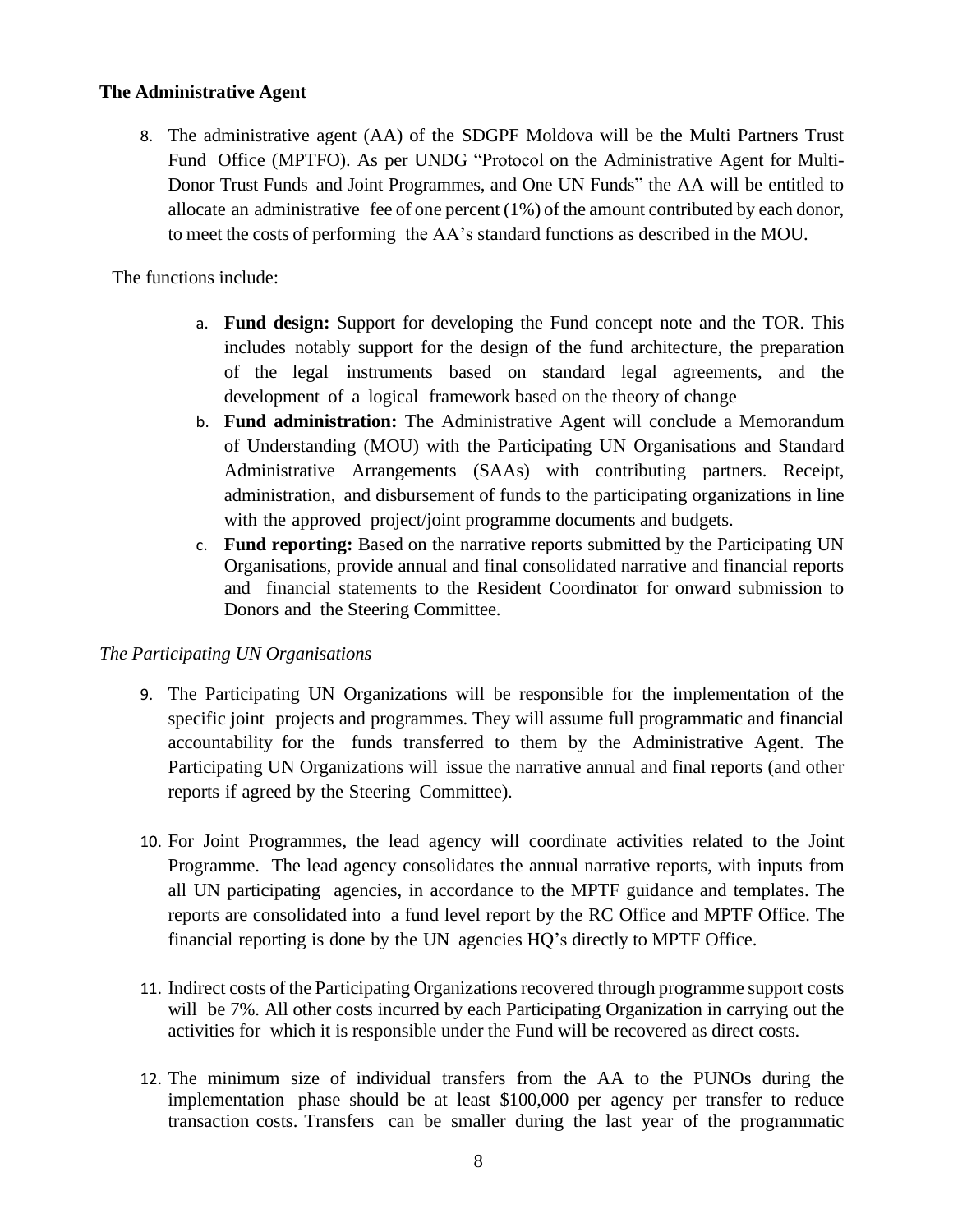**The Administrative Agent**

8. The administrative agent (AA) of the SDGPF Moldova will be the Multi Partners Trust Fund Office (MPTFO). As per UNDG "Protocol on the Administrative Agent for Multi-Donor Trust Funds and Joint Programmes, and One UN Funds" the AA will be entitled to allocate an administrative fee of one percent (1%) of the amount contributed by each donor, to meet the costs of performing the AA's standard functions as described in the MOU.

The functions include:

a. **Fund design:** Support for developing the Fund concept note and the TOR. This includes notably support for the design of the fund architecture, the preparation of the legal instruments based on standard legal agreements, and the development of a logical framework based on the theory of change
b. **Fund administration:** The Administrative Agent will conclude a Memorandum of Understanding (MOU) with the Participating UN Organisations and Standard Administrative Arrangements (SAAs) with contributing partners. Receipt, administration, and disbursement of funds to the participating organizations in line with the approved project/joint programme documents and budgets.
c. **Fund reporting:** Based on the narrative reports submitted by the Participating UN Organisations, provide annual and final consolidated narrative and financial reports and financial statements to the Resident Coordinator for onward submission to Donors and the Steering Committee.

*The Participating UN Organisations*

9. The Participating UN Organizations will be responsible for the implementation of the specific joint projects and programmes. They will assume full programmatic and financial accountability for the funds transferred to them by the Administrative Agent. The Participating UN Organizations will issue the narrative annual and final reports (and other reports if agreed by the Steering Committee).

10. For Joint Programmes, the lead agency will coordinate activities related to the Joint Programme. The lead agency consolidates the annual narrative reports, with inputs from all UN participating agencies, in accordance to the MPTF guidance and templates. The reports are consolidated into a fund level report by the RC Office and MPTF Office. The financial reporting is done by the UN agencies HQ's directly to MPTF Office.

11. Indirect costs of the Participating Organizations recovered through programme support costs will be 7%. All other costs incurred by each Participating Organization in carrying out the activities for which it is responsible under the Fund will be recovered as direct costs.

12. The minimum size of individual transfers from the AA to the PUNOs during the implementation phase should be at least $100,000 per agency per transfer to reduce transaction costs. Transfers can be smaller during the last year of the programmatic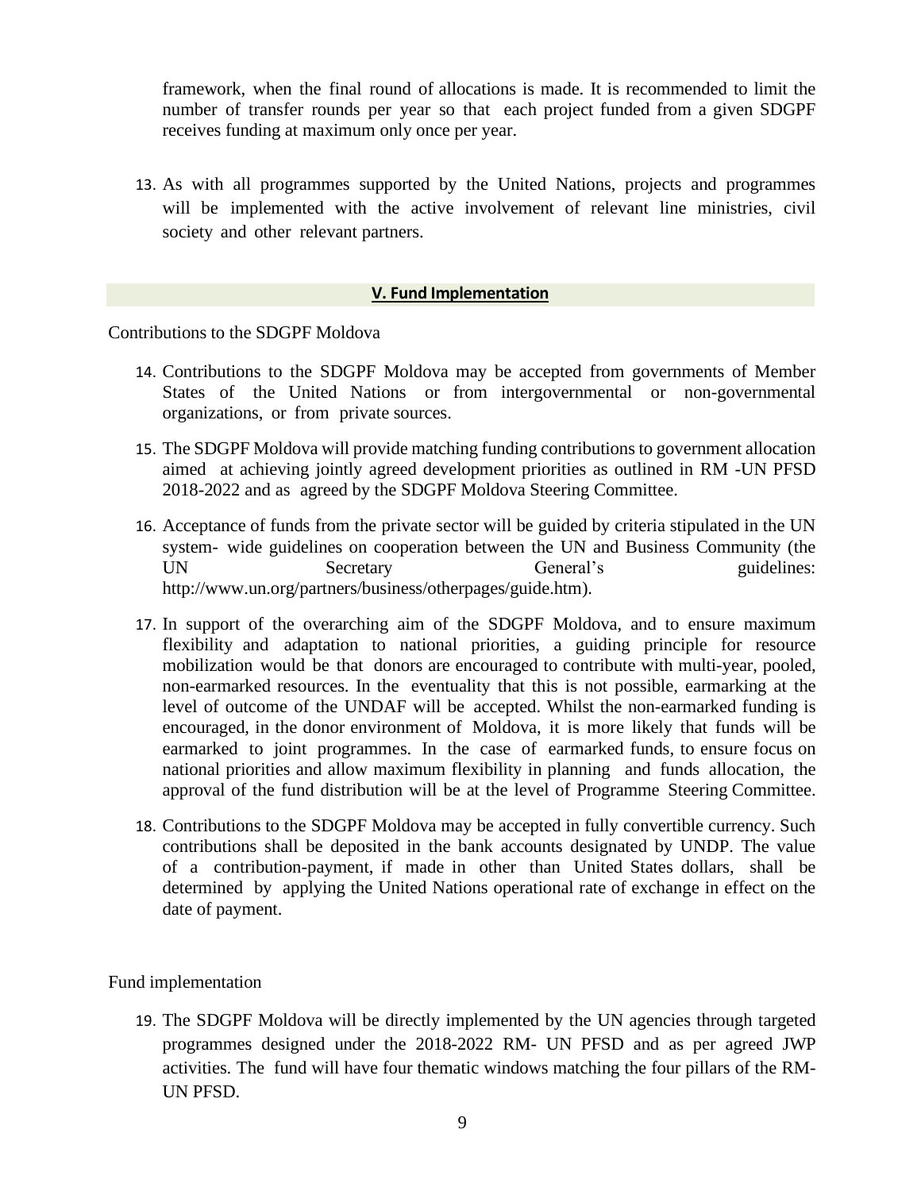framework, when the final round of allocations is made. It is recommended to limit the number of transfer rounds per year so that each project funded from a given SDGPF receives funding at maximum only once per year.

13. As with all programmes supported by the United Nations, projects and programmes will be implemented with the active involvement of relevant line ministries, civil society and other relevant partners.

## V. Fund Implementation

Contributions to the SDGPF Moldova

14. Contributions to the SDGPF Moldova may be accepted from governments of Member States of the United Nations or from intergovernmental or non-governmental organizations, or from private sources.

15. The SDGPF Moldova will provide matching funding contributions to government allocation aimed at achieving jointly agreed development priorities as outlined in RM -UN PFSD 2018-2022 and as agreed by the SDGPF Moldova Steering Committee.

16. Acceptance of funds from the private sector will be guided by criteria stipulated in the UN system- wide guidelines on cooperation between the UN and Business Community (the UN Secretary General's guidelines: http://www.un.org/partners/business/otherpages/guide.htm).

17. In support of the overarching aim of the SDGPF Moldova, and to ensure maximum flexibility and adaptation to national priorities, a guiding principle for resource mobilization would be that donors are encouraged to contribute with multi-year, pooled, non-earmarked resources. In the eventuality that this is not possible, earmarking at the level of outcome of the UNDAF will be accepted. Whilst the non-earmarked funding is encouraged, in the donor environment of Moldova, it is more likely that funds will be earmarked to joint programmes. In the case of earmarked funds, to ensure focus on national priorities and allow maximum flexibility in planning and funds allocation, the approval of the fund distribution will be at the level of Programme Steering Committee.

18. Contributions to the SDGPF Moldova may be accepted in fully convertible currency. Such contributions shall be deposited in the bank accounts designated by UNDP. The value of a contribution-payment, if made in other than United States dollars, shall be determined by applying the United Nations operational rate of exchange in effect on the date of payment.

Fund implementation

19. The SDGPF Moldova will be directly implemented by the UN agencies through targeted programmes designed under the 2018-2022 RM- UN PFSD and as per agreed JWP activities. The fund will have four thematic windows matching the four pillars of the RM-UN PFSD.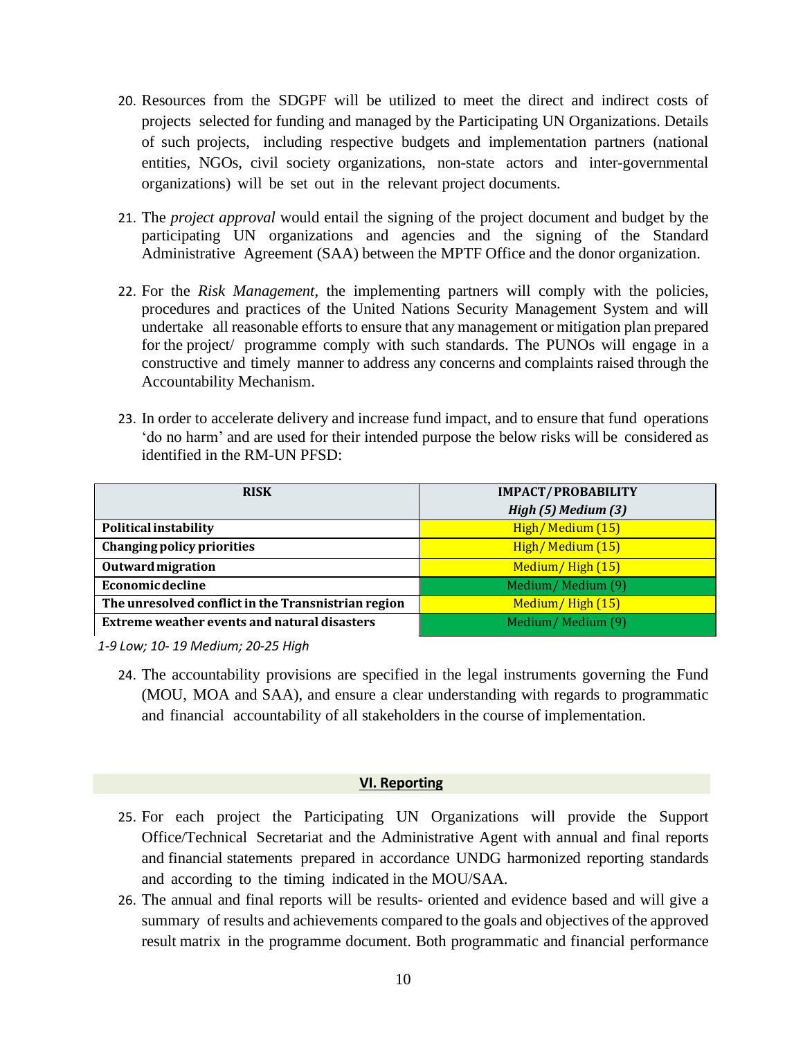20. Resources from the SDGPF will be utilized to meet the direct and indirect costs of projects selected for funding and managed by the Participating UN Organizations. Details of such projects, including respective budgets and implementation partners (national entities, NGOs, civil society organizations, non-state actors and inter-governmental organizations) will be set out in the relevant project documents.

21. The *project approval* would entail the signing of the project document and budget by the participating UN organizations and agencies and the signing of the Standard Administrative Agreement (SAA) between the MPTF Office and the donor organization.

22. For the *Risk Management*, the implementing partners will comply with the policies, procedures and practices of the United Nations Security Management System and will undertake all reasonable efforts to ensure that any management or mitigation plan prepared for the project/ programme comply with such standards. The PUNOs will engage in a constructive and timely manner to address any concerns and complaints raised through the Accountability Mechanism.

23. In order to accelerate delivery and increase fund impact, and to ensure that fund operations 'do no harm' and are used for their intended purpose the below risks will be considered as identified in the RM-UN PFSD:

| RISK | IMPACT/PROBABILITY<br>*High (5) Medium (3)* |
|---|---|
| **Political instability** | High/Medium (15) |
| **Changing policy priorities** | High/Medium (15) |
| **Outward migration** | Medium/ High (15) |
| **Economic decline** | Medium/ Medium (9) |
| **The unresolved conflict in the Transnistrian region** | Medium/ High (15) |
| **Extreme weather events and natural disasters** | Medium/ Medium (9) |

*1-9 Low; 10- 19 Medium; 20-25 High*

24. The accountability provisions are specified in the legal instruments governing the Fund (MOU, MOA and SAA), and ensure a clear understanding with regards to programmatic and financial accountability of all stakeholders in the course of implementation.

## VI. Reporting

25. For each project the Participating UN Organizations will provide the Support Office/Technical Secretariat and the Administrative Agent with annual and final reports and financial statements prepared in accordance UNDG harmonized reporting standards and according to the timing indicated in the MOU/SAA.

26. The annual and final reports will be results- oriented and evidence based and will give a summary of results and achievements compared to the goals and objectives of the approved result matrix in the programme document. Both programmatic and financial performance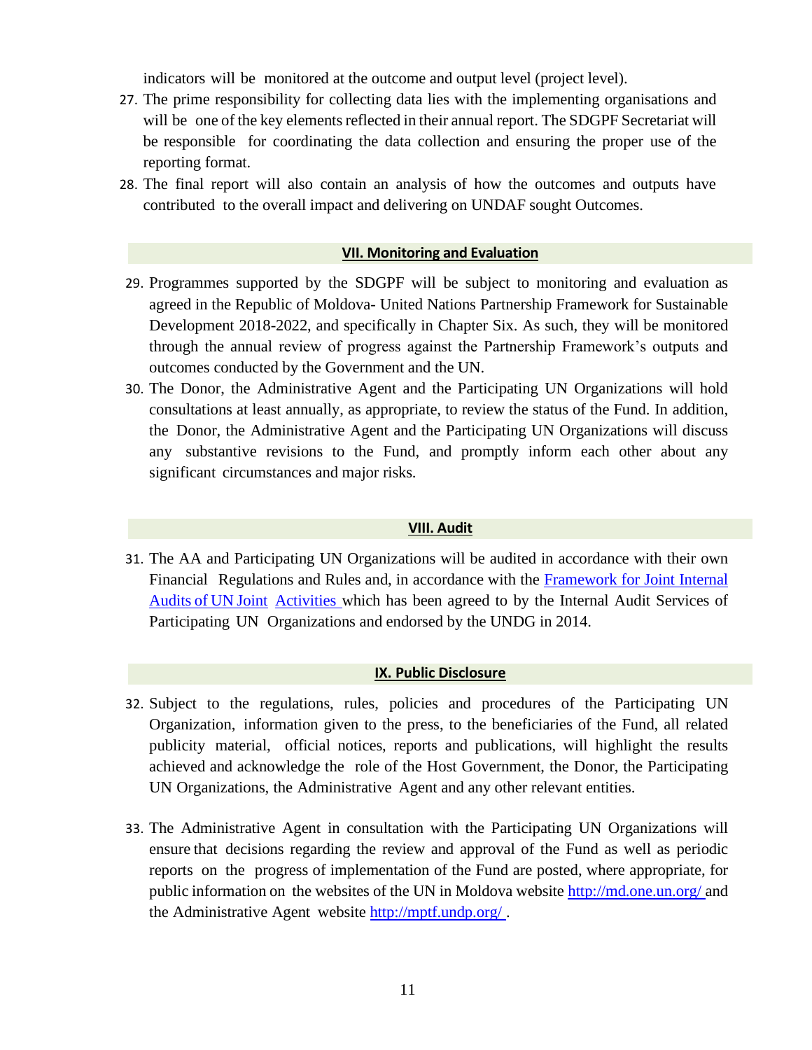indicators will be monitored at the outcome and output level (project level).

27. The prime responsibility for collecting data lies with the implementing organisations and will be one of the key elements reflected in their annual report. The SDGPF Secretariat will be responsible for coordinating the data collection and ensuring the proper use of the reporting format.
28. The final report will also contain an analysis of how the outcomes and outputs have contributed to the overall impact and delivering on UNDAF sought Outcomes.

## VII. Monitoring and Evaluation

29. Programmes supported by the SDGPF will be subject to monitoring and evaluation as agreed in the Republic of Moldova- United Nations Partnership Framework for Sustainable Development 2018-2022, and specifically in Chapter Six. As such, they will be monitored through the annual review of progress against the Partnership Framework's outputs and outcomes conducted by the Government and the UN.
30. The Donor, the Administrative Agent and the Participating UN Organizations will hold consultations at least annually, as appropriate, to review the status of the Fund. In addition, the Donor, the Administrative Agent and the Participating UN Organizations will discuss any substantive revisions to the Fund, and promptly inform each other about any significant circumstances and major risks.

## VIII. Audit

31. The AA and Participating UN Organizations will be audited in accordance with their own Financial Regulations and Rules and, in accordance with the Framework for Joint Internal Audits of UN Joint Activities which has been agreed to by the Internal Audit Services of Participating UN Organizations and endorsed by the UNDG in 2014.

## IX. Public Disclosure

32. Subject to the regulations, rules, policies and procedures of the Participating UN Organization, information given to the press, to the beneficiaries of the Fund, all related publicity material, official notices, reports and publications, will highlight the results achieved and acknowledge the role of the Host Government, the Donor, the Participating UN Organizations, the Administrative Agent and any other relevant entities.

33. The Administrative Agent in consultation with the Participating UN Organizations will ensure that decisions regarding the review and approval of the Fund as well as periodic reports on the progress of implementation of the Fund are posted, where appropriate, for public information on the websites of the UN in Moldova website http://md.one.un.org/ and the Administrative Agent website http://mptf.undp.org/ .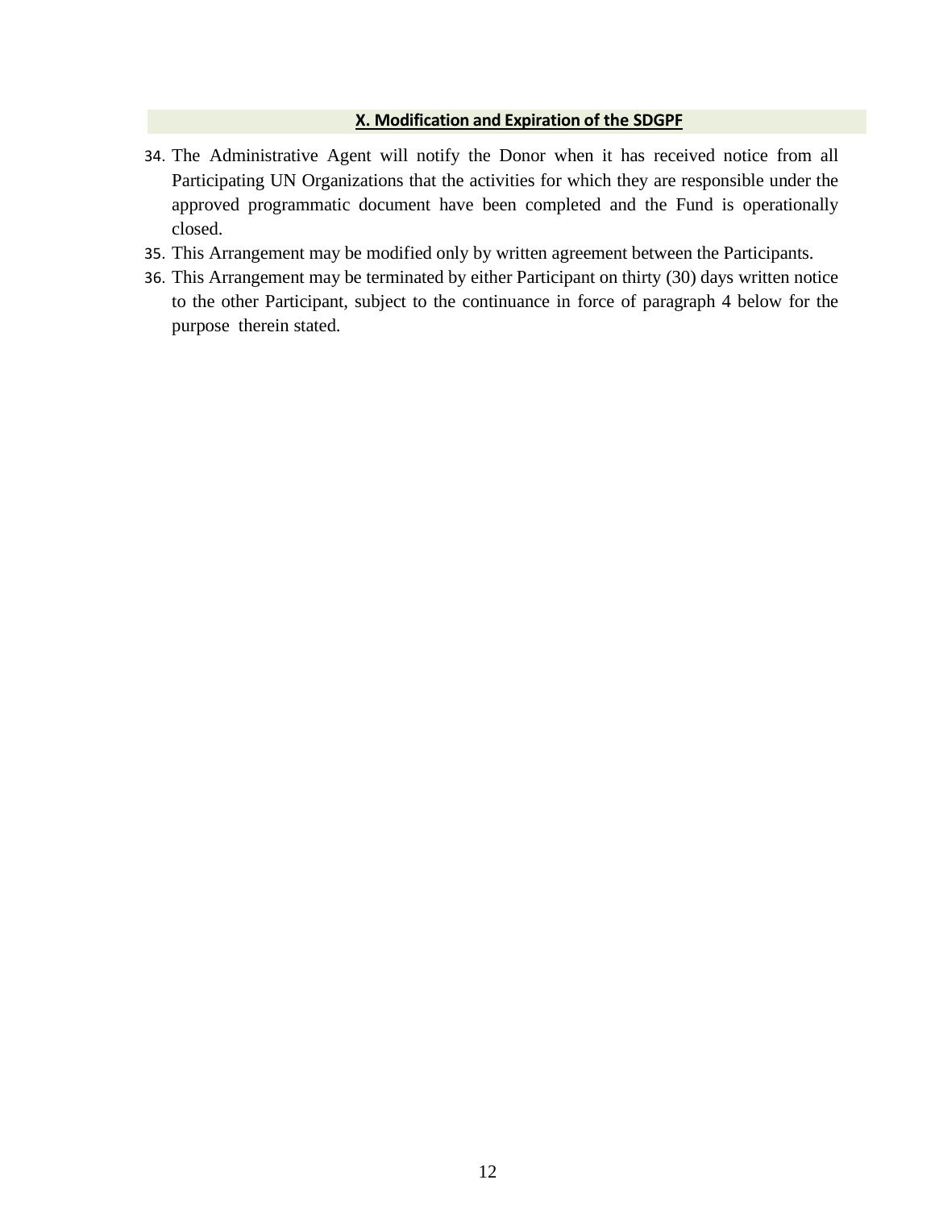## X. Modification and Expiration of the SDGPF

34. The Administrative Agent will notify the Donor when it has received notice from all Participating UN Organizations that the activities for which they are responsible under the approved programmatic document have been completed and the Fund is operationally closed.
35. This Arrangement may be modified only by written agreement between the Participants.
36. This Arrangement may be terminated by either Participant on thirty (30) days written notice to the other Participant, subject to the continuance in force of paragraph 4 below for the purpose therein stated.